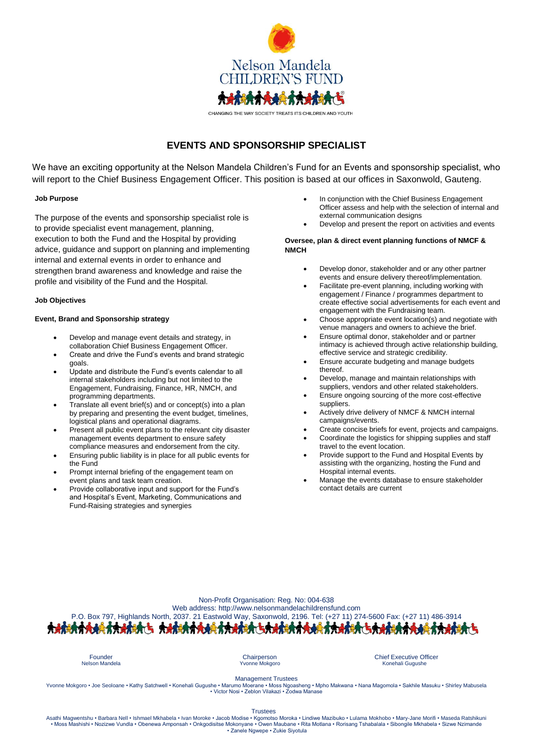Nelson Mandela CHILDREN'S FUND

CHANGING THE WAY SOCIETY TREATS ITS CHILDREN AND YOUTH

# EVENTS AND SPONSORSHIP SPECIALIST

We have an exciting opportunity at the Nelson Mandela Children's Fund for an Events and sponsorship specialist, who will report to the Chief Business Engagement Officer. This position is based at our offices in Saxonwold, Gauteng.

**Job Purpose**

The purpose of the events and sponsorship specialist role is to provide specialist event management, planning, execution to both the Fund and the Hospital by providing advice, guidance and support on planning and implementing internal and external events in order to enhance and strengthen brand awareness and knowledge and raise the profile and visibility of the Fund and the Hospital.

**Job Objectives**

**Event, Brand and Sponsorship strategy**

- Develop and manage event details and strategy, in collaboration Chief Business Engagement Officer.
- Create and drive the Fund's events and brand strategic goals.
- Update and distribute the Fund's events calendar to all internal stakeholders including but not limited to the Engagement, Fundraising, Finance, HR, NMCH, and programming departments.
- Translate all event brief(s) and or concept(s) into a plan by preparing and presenting the event budget, timelines, logistical plans and operational diagrams.
- Present all public event plans to the relevant city disaster management events department to ensure safety compliance measures and endorsement from the city.
- Ensuring public liability is in place for all public events for the Fund
- Prompt internal briefing of the engagement team on event plans and task team creation.
- Provide collaborative input and support for the Fund's and Hospital's Event, Marketing, Communications and Fund-Raising strategies and synergies
- In conjunction with the Chief Business Engagement Officer assess and help with the selection of internal and external communication designs
- Develop and present the report on activities and events

**Oversee, plan & direct event planning functions of NMCF & NMCH**

- Develop donor, stakeholder and or any other partner events and ensure delivery thereof/implementation.
- Facilitate pre-event planning, including working with engagement / Finance / programmes department to create effective social advertisements for each event and engagement with the Fundraising team.
- Choose appropriate event location(s) and negotiate with venue managers and owners to achieve the brief.
- Ensure optimal donor, stakeholder and or partner intimacy is achieved through active relationship building, effective service and strategic credibility.
- Ensure accurate budgeting and manage budgets thereof.
- Develop, manage and maintain relationships with suppliers, vendors and other related stakeholders.
- Ensure ongoing sourcing of the more cost-effective suppliers.
- Actively drive delivery of NMCF & NMCH internal campaigns/events.
- Create concise briefs for event, projects and campaigns.
- Coordinate the logistics for shipping supplies and staff travel to the event location.
- Provide support to the Fund and Hospital Events by assisting with the organizing, hosting the Fund and Hospital internal events.
- Manage the events database to ensure stakeholder contact details are current

Non-Profit Organisation: Reg. No: 004-638
Web address: http://www.nelsonmandelachildrensfund.com
P.O. Box 797, Highlands North, 2037. 21 Eastwold Way, Saxonwold, 2196. Tel: (+27 11) 274-5600 Fax: (+27 11) 486-3914

Founder
Nelson Mandela

Chairperson
Yvonne Mokgoro

Chief Executive Officer
Konehali Gugushe

Management Trustees
Yvonne Mokgoro • Joe Seoloane • Kathy Satchwell • Konehali Gugushe • Marumo Moerane • Moss Ngoasheng • Mpho Makwana • Nana Magomola • Sakhile Masuku • Shirley Mabusela • Victor Nosi • Zeblon Vilakazi • Zodwa Manase

Trustees
Asathi Magwentshu • Barbara Nell • Ishmael Mkhabela • Ivan Moroke • Jacob Modise • Kgomotso Moroka • Lindiwe Mazibuko • Lulama Mokhobo • Mary-Jane Morifi • Maseda Ratshikuni • Moss Mashishi • Nozizwe Vundla • Obenewa Amponsah • Onkgodisitse Mokonyane • Owen Maubane • Rita Motlana • Rorisang Tshabalala • Sibongile Mkhabela • Sizwe Nzimande • Zanele Ngwepe • Zukie Siyotula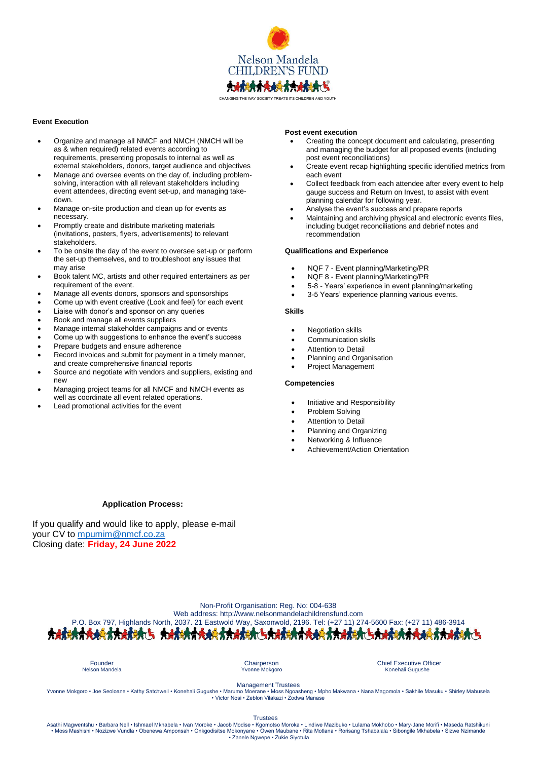Nelson Mandela CHILDREN'S FUND

CHANGING THE WAY SOCIETY TREATS ITS CHILDREN AND YOUTH

**Event Execution**

- Organize and manage all NMCF and NMCH (NMCH will be as & when required) related events according to requirements, presenting proposals to internal as well as external stakeholders, donors, target audience and objectives
- Manage and oversee events on the day of, including problem-solving, interaction with all relevant stakeholders including event attendees, directing event set-up, and managing take-down.
- Manage on-site production and clean up for events as necessary.
- Promptly create and distribute marketing materials (invitations, posters, flyers, advertisements) to relevant stakeholders.
- To be onsite the day of the event to oversee set-up or perform the set-up themselves, and to troubleshoot any issues that may arise
- Book talent MC, artists and other required entertainers as per requirement of the event.
- Manage all events donors, sponsors and sponsorships
- Come up with event creative (Look and feel) for each event
- Liaise with donor's and sponsor on any queries
- Book and manage all events suppliers
- Manage internal stakeholder campaigns and or events
- Come up with suggestions to enhance the event's success
- Prepare budgets and ensure adherence
- Record invoices and submit for payment in a timely manner, and create comprehensive financial reports
- Source and negotiate with vendors and suppliers, existing and new
- Managing project teams for all NMCF and NMCH events as well as coordinate all event related operations.
- Lead promotional activities for the event

**Post event execution**

- Creating the concept document and calculating, presenting and managing the budget for all proposed events (including post event reconciliations)
- Create event recap highlighting specific identified metrics from each event
- Collect feedback from each attendee after every event to help gauge success and Return on Invest, to assist with event planning calendar for following year.
- Analyse the event's success and prepare reports
- Maintaining and archiving physical and electronic events files, including budget reconciliations and debrief notes and recommendation

**Qualifications and Experience**

- NQF 7 - Event planning/Marketing/PR
- NQF 8 - Event planning/Marketing/PR
- 5-8 - Years' experience in event planning/marketing
- 3-5 Years' experience planning various events.

**Skills**

- Negotiation skills
- Communication skills
- Attention to Detail
- Planning and Organisation
- Project Management

**Competencies**

- Initiative and Responsibility
- Problem Solving
- Attention to Detail
- Planning and Organizing
- Networking & Influence
- Achievement/Action Orientation

**Application Process:**

If you qualify and would like to apply, please e-mail your CV to mpumim@nmcf.co.za
Closing date: **Friday, 24 June 2022**

Non-Profit Organisation: Reg. No: 004-638
Web address: http://www.nelsonmandelachildrensfund.com
P.O. Box 797, Highlands North, 2037. 21 Eastwold Way, Saxonwold, 2196. Tel: (+27 11) 274-5600 Fax: (+27 11) 486-3914

Founder
Nelson Mandela

Chairperson
Yvonne Mokgoro

Chief Executive Officer
Konehali Gugushe

Management Trustees
Yvonne Mokgoro • Joe Seoloane • Kathy Satchwell • Konehali Gugushe • Marumo Moerane • Moss Ngoasheng • Mpho Makwana • Nana Magomola • Sakhile Masuku • Shirley Mabusela • Victor Nosi • Zeblon Vilakazi • Zodwa Manase

Trustees
Asathi Magwentshu • Barbara Nell • Ishmael Mkhabela • Ivan Moroke • Jacob Modise • Kgomotso Moroka • Lindiwe Mazibuko • Lulama Mokhobo • Mary-Jane Morifi • Maseda Ratshikuni • Moss Mashishi • Nozizwe Vundla • Obenewa Amponsah • Onkgodisitse Mokonyane • Owen Maubane • Rita Motlana • Rorisang Tshabalala • Sibongile Mkhabela • Sizwe Nzimande • Zanele Ngwepe • Zukie Siyotula